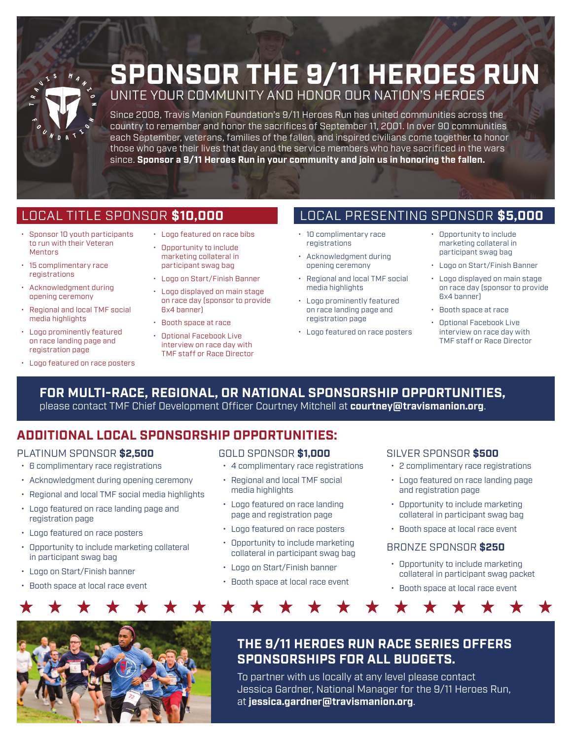# SPONSOR THE 9/11 HEROES RUN

## UNITE YOUR COMMUNITY AND HONOR OUR NATION'S HEROES

Since 2008, Travis Manion Foundation's 9/11 Heroes Run has united communities across the country to remember and honor the sacrifices of September 11, 2001. In over 90 communities each September, veterans, families of the fallen, and inspired civilians come together to honor those who gave their lives that day and the service members who have sacrificed in the wars since. **Sponsor a 9/11 Heroes Run in your community and join us in honoring the fallen.**

## LOCAL TITLE SPONSOR **$10,000**

- Sponsor 10 youth participants to run with their Veteran Mentors
- 15 complimentary race registrations
- Acknowledgment during opening ceremony
- Regional and local TMF social media highlights
- Logo prominently featured on race landing page and registration page
- Logo featured on race posters
- Logo featured on race bibs
- Opportunity to include marketing collateral in participant swag bag
- Logo on Start/Finish Banner
- Logo displayed on main stage on race day (sponsor to provide 6x4 banner)
- Booth space at race
- Optional Facebook Live interview on race day with TMF staff or Race Director

## LOCAL PRESENTING SPONSOR **$5,000**

- 10 complimentary race registrations
- Acknowledgment during opening ceremony
- Regional and local TMF social media highlights
- Logo prominently featured on race landing page and registration page
- Logo featured on race posters
- Opportunity to include marketing collateral in participant swag bag
- Logo on Start/Finish Banner
- Logo displayed on main stage on race day (sponsor to provide 6x4 banner)
- Booth space at race
- Optional Facebook Live interview on race day with TMF staff or Race Director

**FOR MULTI-RACE, REGIONAL, OR NATIONAL SPONSORSHIP OPPORTUNITIES,** please contact TMF Chief Development Officer Courtney Mitchell at **courtney@travismanion.org**.

## ADDITIONAL LOCAL SPONSORSHIP OPPORTUNITIES:

### PLATINUM SPONSOR **$2,500**

- 6 complimentary race registrations
- Acknowledgment during opening ceremony
- Regional and local TMF social media highlights
- Logo featured on race landing page and registration page
- Logo featured on race posters
- Opportunity to include marketing collateral in participant swag bag
- Logo on Start/Finish banner
- Booth space at local race event

### GOLD SPONSOR **$1,000**

- 4 complimentary race registrations
- Regional and local TMF social media highlights
- Logo featured on race landing page and registration page
- Logo featured on race posters
- Opportunity to include marketing collateral in participant swag bag
- Logo on Start/Finish banner
- Booth space at local race event

### SILVER SPONSOR **$500**

- 2 complimentary race registrations
- Logo featured on race landing page and registration page
- Opportunity to include marketing collateral in participant swag bag
- Booth space at local race event

### BRONZE SPONSOR **$250**

- Opportunity to include marketing collateral in participant swag packet
- Booth space at local race event

## THE 9/11 HEROES RUN RACE SERIES OFFERS SPONSORSHIPS FOR ALL BUDGETS.

To partner with us locally at any level please contact Jessica Gardner, National Manager for the 9/11 Heroes Run, at **jessica.gardner@travismanion.org**.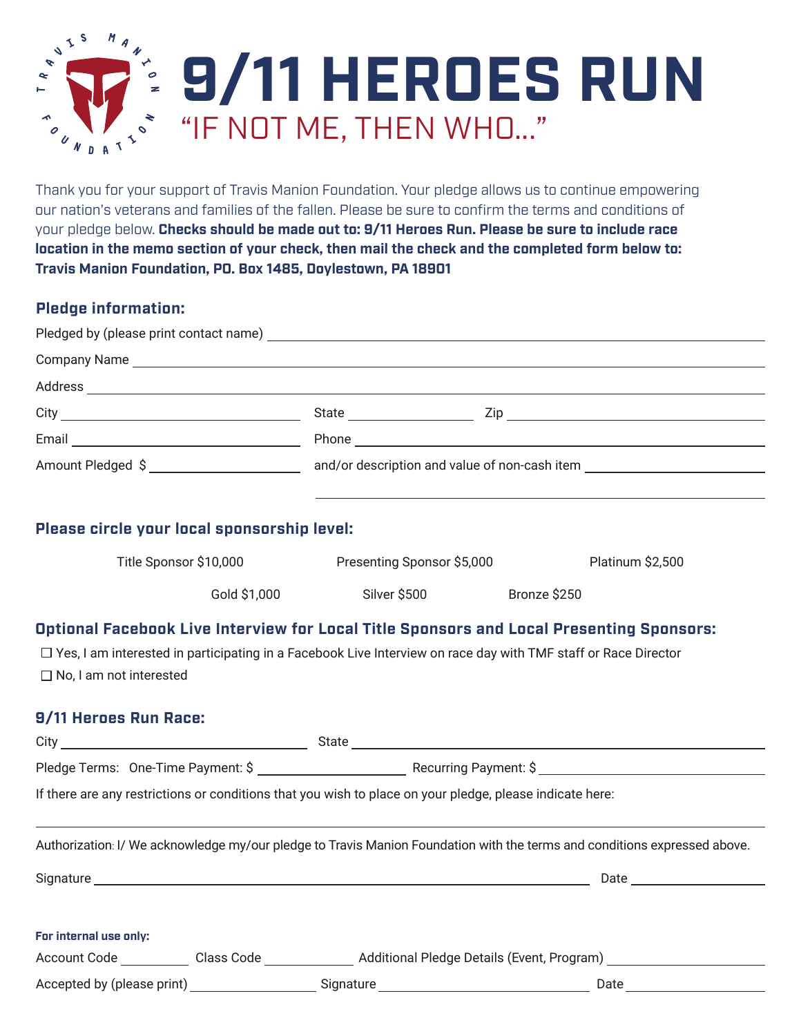# 9/11 HEROES RUN

## "IF NOT ME, THEN WHO..."

Thank you for your support of Travis Manion Foundation. Your pledge allows us to continue empowering our nation's veterans and families of the fallen. Please be sure to confirm the terms and conditions of your pledge below. **Checks should be made out to: 9/11 Heroes Run. Please be sure to include race location in the memo section of your check, then mail the check and the completed form below to: Travis Manion Foundation, PO. Box 1485, Doylestown, PA 18901**

### Pledge information:

Pledged by (please print contact name) ______________________________

Company Name ______________________________

Address ______________________________

City ______________ State ______________ Zip ______________

Email ______________ Phone ______________

Amount Pledged $ ______________ and/or description and value of non-cash item ______________

______________________________

### Please circle your local sponsorship level:

Title Sponsor $10,000 Presenting Sponsor $5,000 Platinum $2,500

Gold $1,000 Silver $500 Bronze $250

### Optional Facebook Live Interview for Local Title Sponsors and Local Presenting Sponsors:

☐ Yes, I am interested in participating in a Facebook Live Interview on race day with TMF staff or Race Director

☐ No, I am not interested

### 9/11 Heroes Run Race:

City ______________ State ______________

Pledge Terms: One-Time Payment: $ ______________ Recurring Payment: $ ______________

If there are any restrictions or conditions that you wish to place on your pledge, please indicate here:

______________________________

Authorization: I/ We acknowledge my/our pledge to Travis Manion Foundation with the terms and conditions expressed above.

Signature ______________________________ Date ______________

**For internal use only:**

Account Code ______________ Class Code ______________ Additional Pledge Details (Event, Program) ______________

Accepted by (please print) ______________ Signature ______________ Date ______________